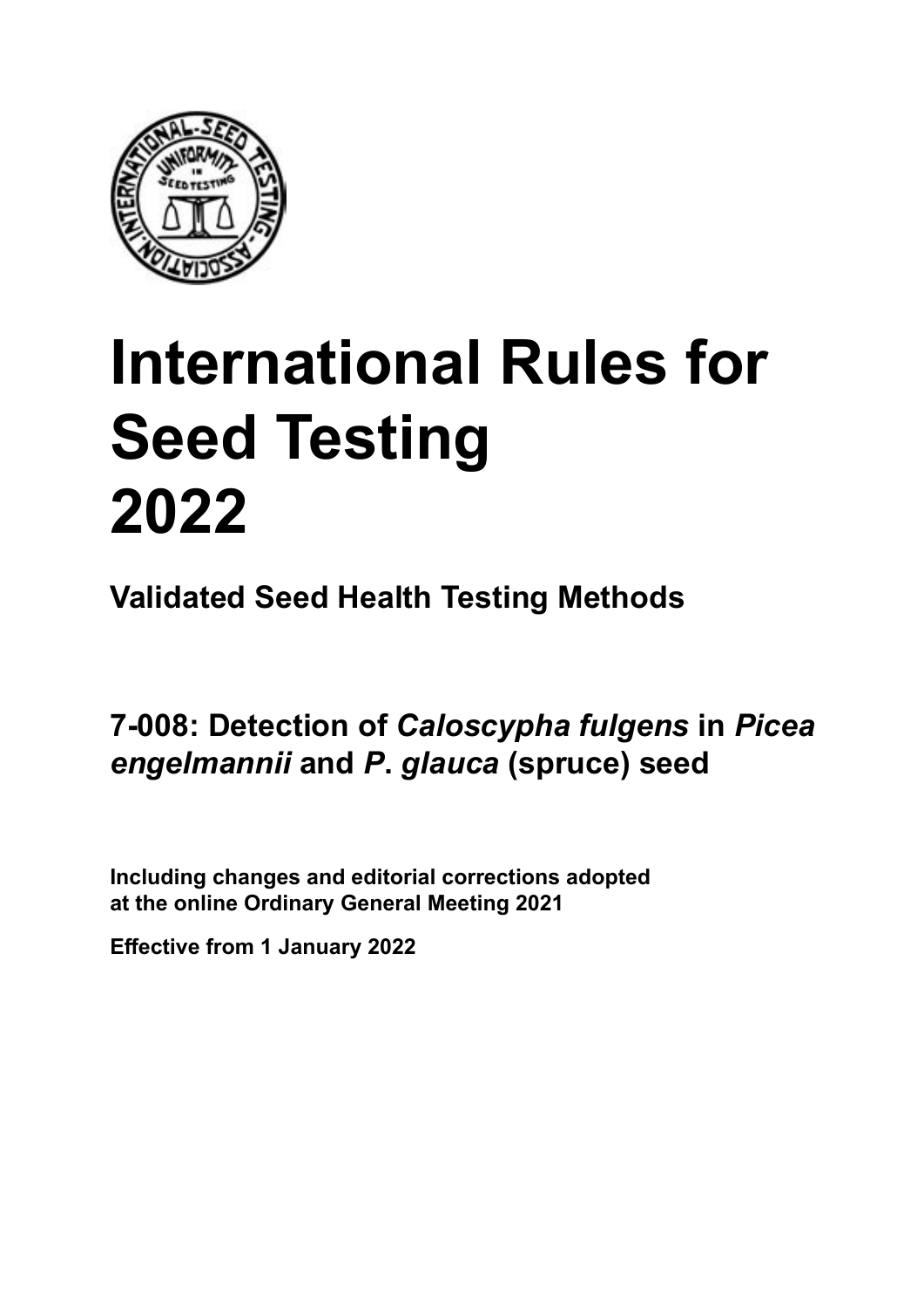# International Rules for Seed Testing 2022

## Validated Seed Health Testing Methods

## 7-008: Detection of *Caloscypha fulgens* in *Picea engelmannii* and *P. glauca* (spruce) seed

**Including changes and editorial corrections adopted at the online Ordinary General Meeting 2021**

**Effective from 1 January 2022**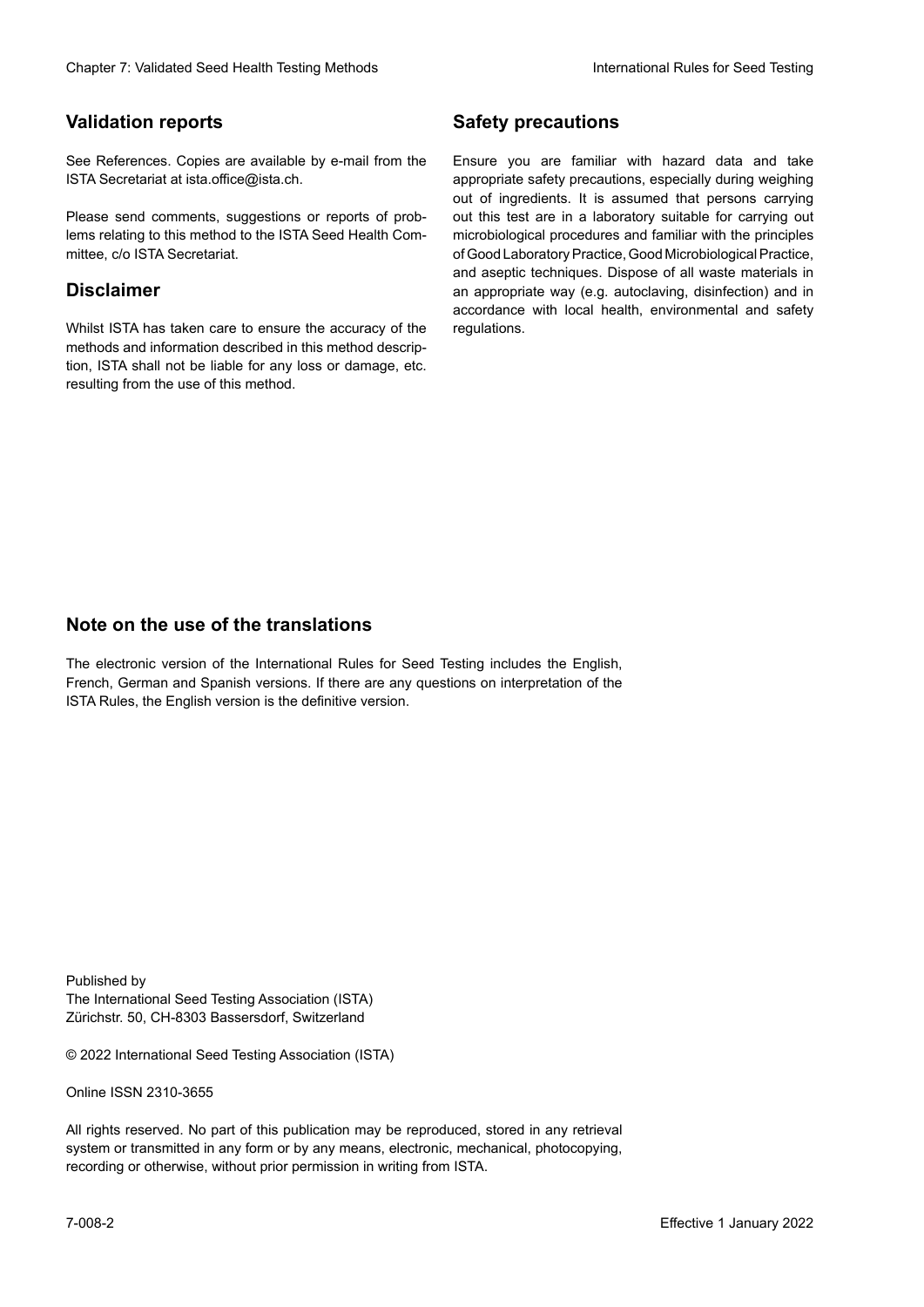## Validation reports

See References. Copies are available by e-mail from the ISTA Secretariat at ista.office@ista.ch.

Please send comments, suggestions or reports of problems relating to this method to the ISTA Seed Health Committee, c/o ISTA Secretariat.

## Disclaimer

Whilst ISTA has taken care to ensure the accuracy of the methods and information described in this method description, ISTA shall not be liable for any loss or damage, etc. resulting from the use of this method.

## Safety precautions

Ensure you are familiar with hazard data and take appropriate safety precautions, especially during weighing out of ingredients. It is assumed that persons carrying out this test are in a laboratory suitable for carrying out microbiological procedures and familiar with the principles of Good Laboratory Practice, Good Microbiological Practice, and aseptic techniques. Dispose of all waste materials in an appropriate way (e.g. autoclaving, disinfection) and in accordance with local health, environmental and safety regulations.

## Note on the use of the translations

The electronic version of the International Rules for Seed Testing includes the English, French, German and Spanish versions. If there are any questions on interpretation of the ISTA Rules, the English version is the definitive version.

Published by
The International Seed Testing Association (ISTA)
Zürichstr. 50, CH-8303 Bassersdorf, Switzerland

© 2022 International Seed Testing Association (ISTA)

Online ISSN 2310-3655

All rights reserved. No part of this publication may be reproduced, stored in any retrieval system or transmitted in any form or by any means, electronic, mechanical, photocopying, recording or otherwise, without prior permission in writing from ISTA.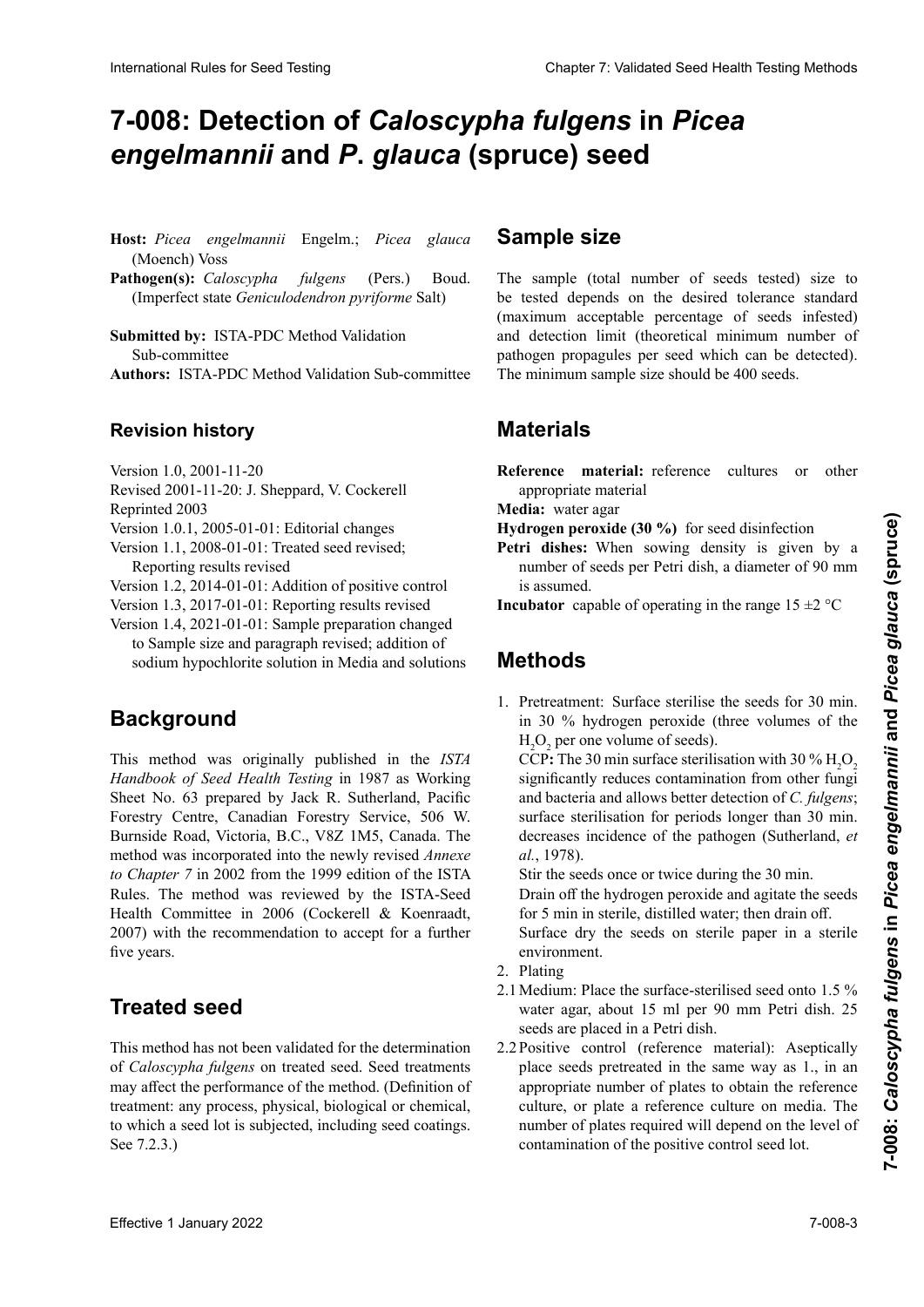# 7-008: Detection of *Caloscypha fulgens* in *Picea engelmannii* and *P. glauca* (spruce) seed

**Host:** *Picea engelmannii* Engelm.; *Picea glauca* (Moench) Voss

**Pathogen(s):** *Caloscypha fulgens* (Pers.) Boud. (Imperfect state *Geniculodendron pyriforme* Salt)

**Submitted by:** ISTA-PDC Method Validation Sub-committee

**Authors:** ISTA-PDC Method Validation Sub-committee

## Revision history

Version 1.0, 2001-11-20
Revised 2001-11-20: J. Sheppard, V. Cockerell
Reprinted 2003
Version 1.0.1, 2005-01-01: Editorial changes
Version 1.1, 2008-01-01: Treated seed revised; Reporting results revised
Version 1.2, 2014-01-01: Addition of positive control
Version 1.3, 2017-01-01: Reporting results revised
Version 1.4, 2021-01-01: Sample preparation changed to Sample size and paragraph revised; addition of sodium hypochlorite solution in Media and solutions

## Background

This method was originally published in the *ISTA Handbook of Seed Health Testing* in 1987 as Working Sheet No. 63 prepared by Jack R. Sutherland, Pacific Forestry Centre, Canadian Forestry Service, 506 W. Burnside Road, Victoria, B.C., V8Z 1M5, Canada. The method was incorporated into the newly revised *Annexe to Chapter 7* in 2002 from the 1999 edition of the ISTA Rules. The method was reviewed by the ISTA-Seed Health Committee in 2006 (Cockerell & Koenraadt, 2007) with the recommendation to accept for a further five years.

## Treated seed

This method has not been validated for the determination of *Caloscypha fulgens* on treated seed. Seed treatments may affect the performance of the method. (Definition of treatment: any process, physical, biological or chemical, to which a seed lot is subjected, including seed coatings. See 7.2.3.)

## Sample size

The sample (total number of seeds tested) size to be tested depends on the desired tolerance standard (maximum acceptable percentage of seeds infested) and detection limit (theoretical minimum number of pathogen propagules per seed which can be detected). The minimum sample size should be 400 seeds.

## Materials

**Reference material:** reference cultures or other appropriate material

**Media:** water agar

**Hydrogen peroxide (30 %)** for seed disinfection

**Petri dishes:** When sowing density is given by a number of seeds per Petri dish, a diameter of 90 mm is assumed.

**Incubator** capable of operating in the range 15 ±2 °C

## Methods

1. Pretreatment: Surface sterilise the seeds for 30 min. in 30 % hydrogen peroxide (three volumes of the $H_2O_2$ per one volume of seeds).
   CCP**:** The 30 min surface sterilisation with 30 % $H_2O_2$ significantly reduces contamination from other fungi and bacteria and allows better detection of *C. fulgens*; surface sterilisation for periods longer than 30 min. decreases incidence of the pathogen (Sutherland, *et al.*, 1978).
   Stir the seeds once or twice during the 30 min.
   Drain off the hydrogen peroxide and agitate the seeds for 5 min in sterile, distilled water; then drain off.
   Surface dry the seeds on sterile paper in a sterile environment.
2. Plating

2.1 Medium: Place the surface-sterilised seed onto 1.5 % water agar, about 15 ml per 90 mm Petri dish. 25 seeds are placed in a Petri dish.

2.2 Positive control (reference material): Aseptically place seeds pretreated in the same way as 1., in an appropriate number of plates to obtain the reference culture, or plate a reference culture on media. The number of plates required will depend on the level of contamination of the positive control seed lot.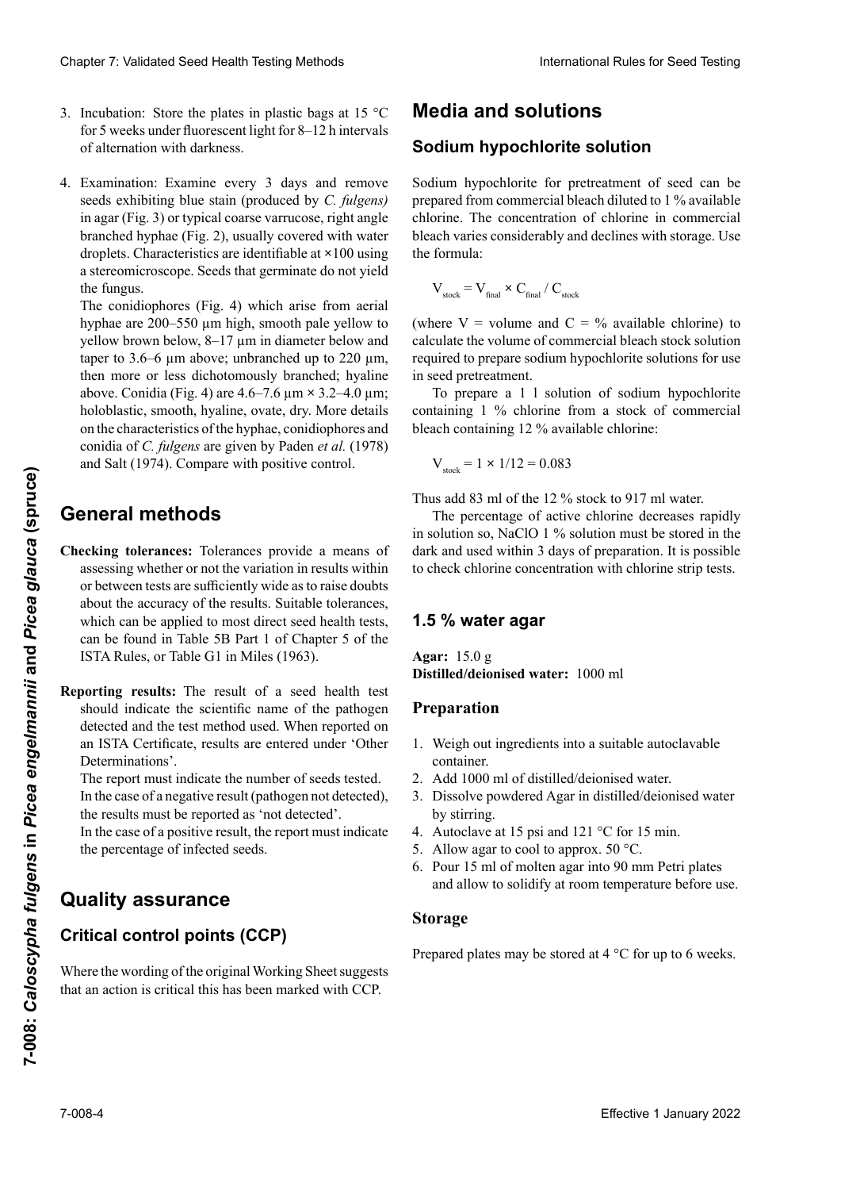3. Incubation: Store the plates in plastic bags at 15 °C for 5 weeks under fluorescent light for 8–12 h intervals of alternation with darkness.

4. Examination: Examine every 3 days and remove seeds exhibiting blue stain (produced by *C. fulgens)* in agar (Fig. 3) or typical coarse varrucose, right angle branched hyphae (Fig. 2), usually covered with water droplets. Characteristics are identifiable at ×100 using a stereomicroscope. Seeds that germinate do not yield the fungus.

   The conidiophores (Fig. 4) which arise from aerial hyphae are 200–550 µm high, smooth pale yellow to yellow brown below, 8–17 µm in diameter below and taper to 3.6–6 µm above; unbranched up to 220 µm, then more or less dichotomously branched; hyaline above. Conidia (Fig. 4) are 4.6–7.6 µm × 3.2–4.0 µm; holoblastic, smooth, hyaline, ovate, dry. More details on the characteristics of the hyphae, conidiophores and conidia of *C. fulgens* are given by Paden *et al.* (1978) and Salt (1974). Compare with positive control.

# General methods

**Checking tolerances:** Tolerances provide a means of assessing whether or not the variation in results within or between tests are sufficiently wide as to raise doubts about the accuracy of the results. Suitable tolerances, which can be applied to most direct seed health tests, can be found in Table 5B Part 1 of Chapter 5 of the ISTA Rules, or Table G1 in Miles (1963).

**Reporting results:** The result of a seed health test should indicate the scientific name of the pathogen detected and the test method used. When reported on an ISTA Certificate, results are entered under 'Other Determinations'.

The report must indicate the number of seeds tested.

In the case of a negative result (pathogen not detected), the results must be reported as 'not detected'.

In the case of a positive result, the report must indicate the percentage of infected seeds.

# Quality assurance

## Critical control points (CCP)

Where the wording of the original Working Sheet suggests that an action is critical this has been marked with CCP.

# Media and solutions

## Sodium hypochlorite solution

Sodium hypochlorite for pretreatment of seed can be prepared from commercial bleach diluted to 1 % available chlorine. The concentration of chlorine in commercial bleach varies considerably and declines with storage. Use the formula:

$$V_{stock} = V_{final} \times C_{final} / C_{stock}$$

(where V = volume and C = % available chlorine) to calculate the volume of commercial bleach stock solution required to prepare sodium hypochlorite solutions for use in seed pretreatment.

To prepare a 1 l solution of sodium hypochlorite containing 1 % chlorine from a stock of commercial bleach containing 12 % available chlorine:

$$V_{stock} = 1 \times 1/12 = 0.083$$

Thus add 83 ml of the 12 % stock to 917 ml water.

The percentage of active chlorine decreases rapidly in solution so, NaClO 1 % solution must be stored in the dark and used within 3 days of preparation. It is possible to check chlorine concentration with chlorine strip tests.

## 1.5 % water agar

**Agar:** 15.0 g
**Distilled/deionised water:** 1000 ml

### Preparation

1. Weigh out ingredients into a suitable autoclavable container.
2. Add 1000 ml of distilled/deionised water.
3. Dissolve powdered Agar in distilled/deionised water by stirring.
4. Autoclave at 15 psi and 121 °C for 15 min.
5. Allow agar to cool to approx. 50 °C.
6. Pour 15 ml of molten agar into 90 mm Petri plates and allow to solidify at room temperature before use.

### Storage

Prepared plates may be stored at 4 °C for up to 6 weeks.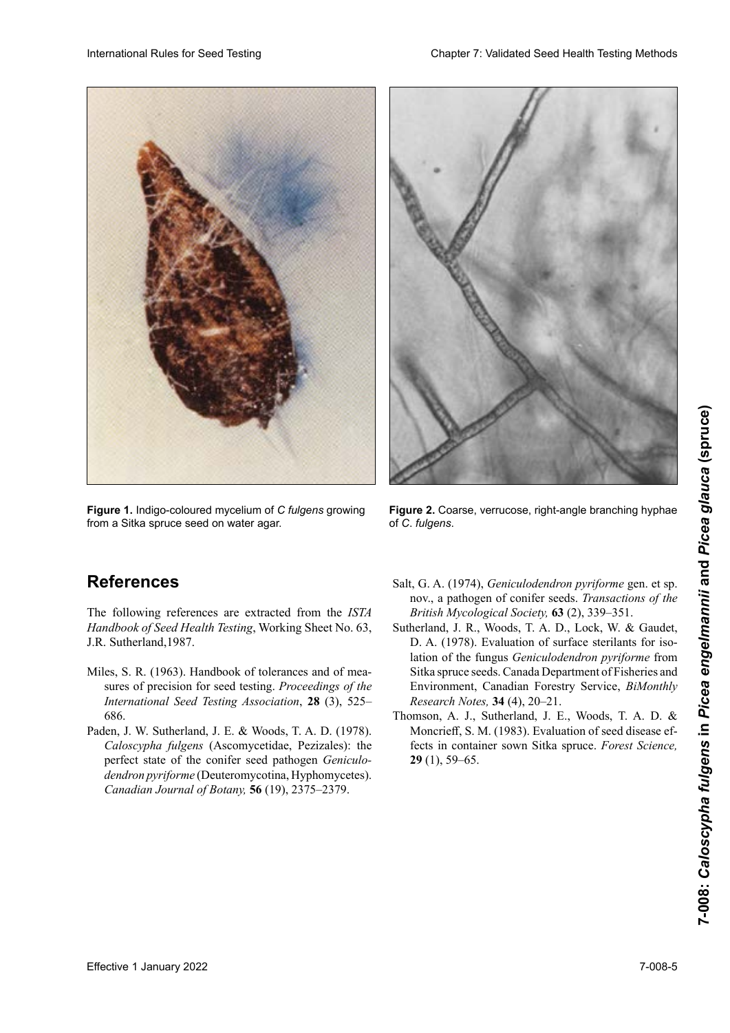**Figure 1.** Indigo-coloured mycelium of *C fulgens* growing from a Sitka spruce seed on water agar.

**Figure 2.** Coarse, verrucose, right-angle branching hyphae of *C. fulgens*.

## References

The following references are extracted from the *ISTA Handbook of Seed Health Testing*, Working Sheet No. 63, J.R. Sutherland,1987.

Miles, S. R. (1963). Handbook of tolerances and of measures of precision for seed testing. *Proceedings of the International Seed Testing Association*, **28** (3), 525–686.

Paden, J. W. Sutherland, J. E. & Woods, T. A. D. (1978). *Caloscypha fulgens* (Ascomycetidae, Pezizales): the perfect state of the conifer seed pathogen *Geniculodendron pyriforme* (Deuteromycotina, Hyphomycetes). *Canadian Journal of Botany,* **56** (19), 2375–2379.

Salt, G. A. (1974), *Geniculodendron pyriforme* gen. et sp. nov., a pathogen of conifer seeds. *Transactions of the British Mycological Society,* **63** (2), 339–351.

Sutherland, J. R., Woods, T. A. D., Lock, W. & Gaudet, D. A. (1978). Evaluation of surface sterilants for isolation of the fungus *Geniculodendron pyriforme* from Sitka spruce seeds. Canada Department of Fisheries and Environment, Canadian Forestry Service, *BiMonthly Research Notes,* **34** (4), 20–21.

Thomson, A. J., Sutherland, J. E., Woods, T. A. D. & Moncrieff, S. M. (1983). Evaluation of seed disease effects in container sown Sitka spruce. *Forest Science,* **29** (1), 59–65.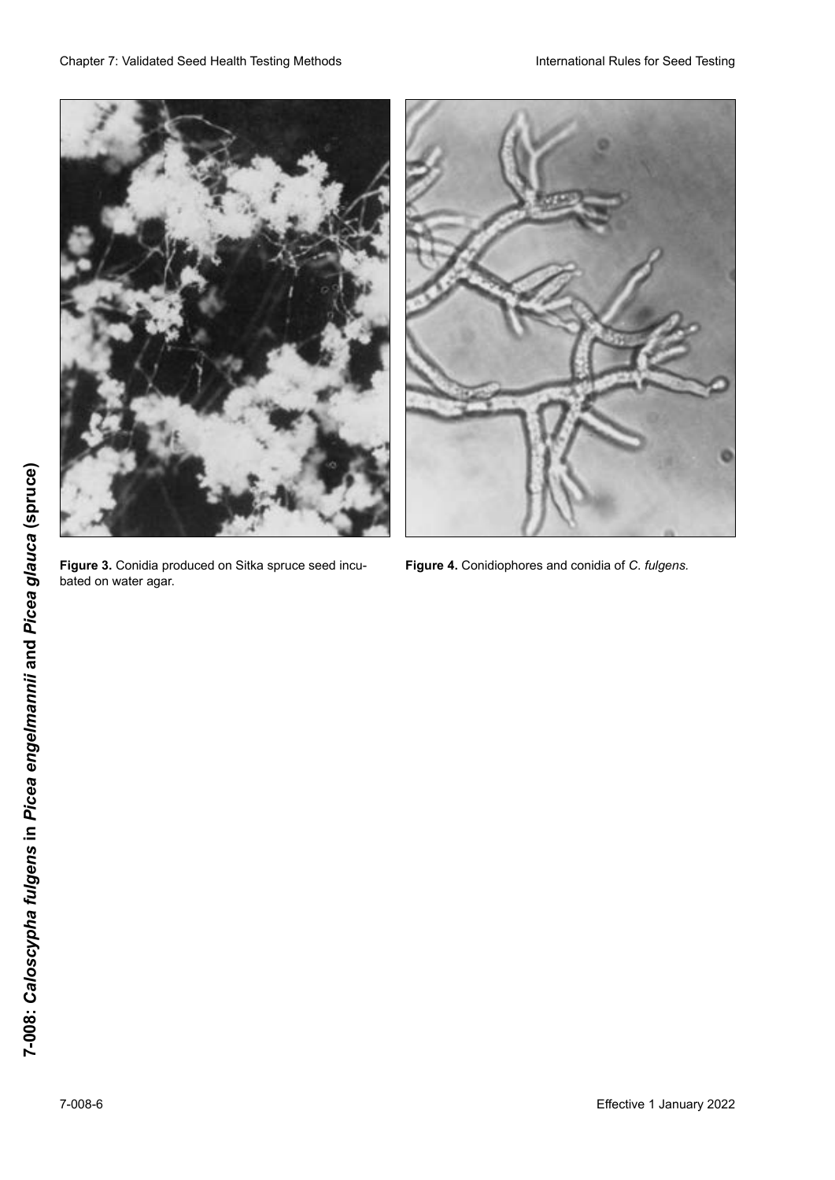**Figure 3.** Conidia produced on Sitka spruce seed incubated on water agar.

**Figure 4.** Conidiophores and conidia of *C. fulgens.*